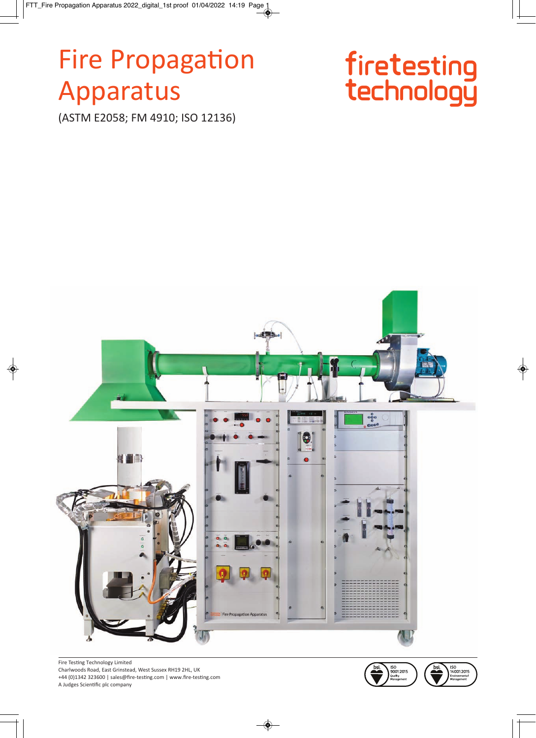# Fire Propagation Apparatus

(ASTM E2058; FM 4910; ISO 12136)

firetesting technology

Fire Testing Technology Limited
Charlwoods Road, East Grinstead, West Sussex RH19 2HL, UK
+44 (0)1342 323600 | sales@fire-testing.com | www.fire-testing.com
A Judges Scientific plc company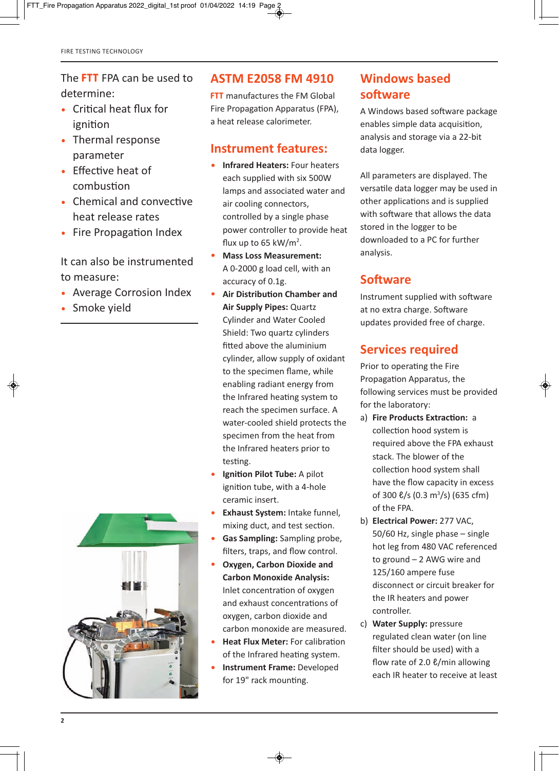The **FTT** FPA can be used to determine:

- Critical heat flux for ignition
- Thermal response parameter
- Effective heat of combustion
- Chemical and convective heat release rates
- Fire Propagation Index

It can also be instrumented to measure:

- Average Corrosion Index
- Smoke yield

## ASTM E2058 FM 4910

**FTT** manufactures the FM Global Fire Propagation Apparatus (FPA), a heat release calorimeter.

## Instrument features:

- **Infrared Heaters:** Four heaters each supplied with six 500W lamps and associated water and air cooling connectors, controlled by a single phase power controller to provide heat flux up to 65 kW/m$^2$.
- **Mass Loss Measurement:** A 0-2000 g load cell, with an accuracy of 0.1g.
- **Air Distribution Chamber and Air Supply Pipes:** Quartz Cylinder and Water Cooled Shield: Two quartz cylinders fitted above the aluminium cylinder, allow supply of oxidant to the specimen flame, while enabling radiant energy from the Infrared heating system to reach the specimen surface. A water-cooled shield protects the specimen from the heat from the Infrared heaters prior to testing.
- **Ignition Pilot Tube:** A pilot ignition tube, with a 4-hole ceramic insert.
- **Exhaust System:** Intake funnel, mixing duct, and test section.
- **Gas Sampling:** Sampling probe, filters, traps, and flow control.
- **Oxygen, Carbon Dioxide and Carbon Monoxide Analysis:** Inlet concentration of oxygen and exhaust concentrations of oxygen, carbon dioxide and carbon monoxide are measured.
- **Heat Flux Meter:** For calibration of the Infrared heating system.
- **Instrument Frame:** Developed for 19" rack mounting.

## Windows based software

A Windows based software package enables simple data acquisition, analysis and storage via a 22-bit data logger.

All parameters are displayed. The versatile data logger may be used in other applications and is supplied with software that allows the data stored in the logger to be downloaded to a PC for further analysis.

## Software

Instrument supplied with software at no extra charge. Software updates provided free of charge.

## Services required

Prior to operating the Fire Propagation Apparatus, the following services must be provided for the laboratory:

a) **Fire Products Extraction:** a collection hood system is required above the FPA exhaust stack. The blower of the collection hood system shall have the flow capacity in excess of 300 ℓ/s (0.3 m$^3$/s) (635 cfm) of the FPA.

b) **Electrical Power:** 277 VAC, 50/60 Hz, single phase – single hot leg from 480 VAC referenced to ground – 2 AWG wire and 125/160 ampere fuse disconnect or circuit breaker for the IR heaters and power controller.

c) **Water Supply:** pressure regulated clean water (on line filter should be used) with a flow rate of 2.0 ℓ/min allowing each IR heater to receive at least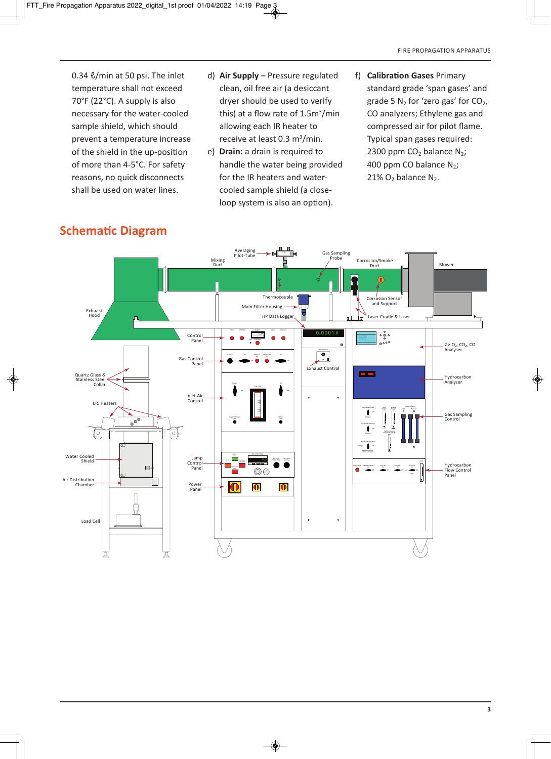0.34 ℓ/min at 50 psi. The inlet temperature shall not exceed 70°F (22°C). A supply is also necessary for the water-cooled sample shield, which should prevent a temperature increase of the shield in the up-position of more than 4-5°C. For safety reasons, no quick disconnects shall be used on water lines.

d) **Air Supply** – Pressure regulated clean, oil free air (a desiccant dryer should be used to verify this) at a flow rate of 1.5m$^3$/min allowing each IR heater to receive at least 0.3 m$^3$/min.

e) **Drain:** a drain is required to handle the water being provided for the IR heaters and water-cooled sample shield (a close-loop system is also an option).

f) **Calibration Gases** Primary standard grade 'span gases' and grade 5 $N_2$ for 'zero gas' for $CO_2$, CO analyzers; Ethylene gas and compressed air for pilot flame. Typical span gases required: 2300 ppm $CO_2$ balance $N_2$; 400 ppm CO balance $N_2$; 21% $O_2$ balance $N_2$.

## Schematic Diagram

Averaging Pilot-Tube
Mixing Duct
Gas Sampling Probe
Corrosion/Smoke Duct
Blower
Exhaust Hood
Thermocouple
Main Filter Housing
HP Data Logger
Corrosion Sensor and Support
Laser Cradle & Laser
Control Panel
Gas Control Panel
Exhaust Control
2 × $O_2$, $CO_2$, CO Analyser
Quartz Glass & Stainless Steel Collar
Hydrocarbon Analyser
Inlet Air Control
I.R. Heaters
Gas Sampling Control
Water Cooled Shield
Lamp Control Panel
Hydrocarbon Flow Control Panel
Air Distribution Chamber
Power Panel
Load Cell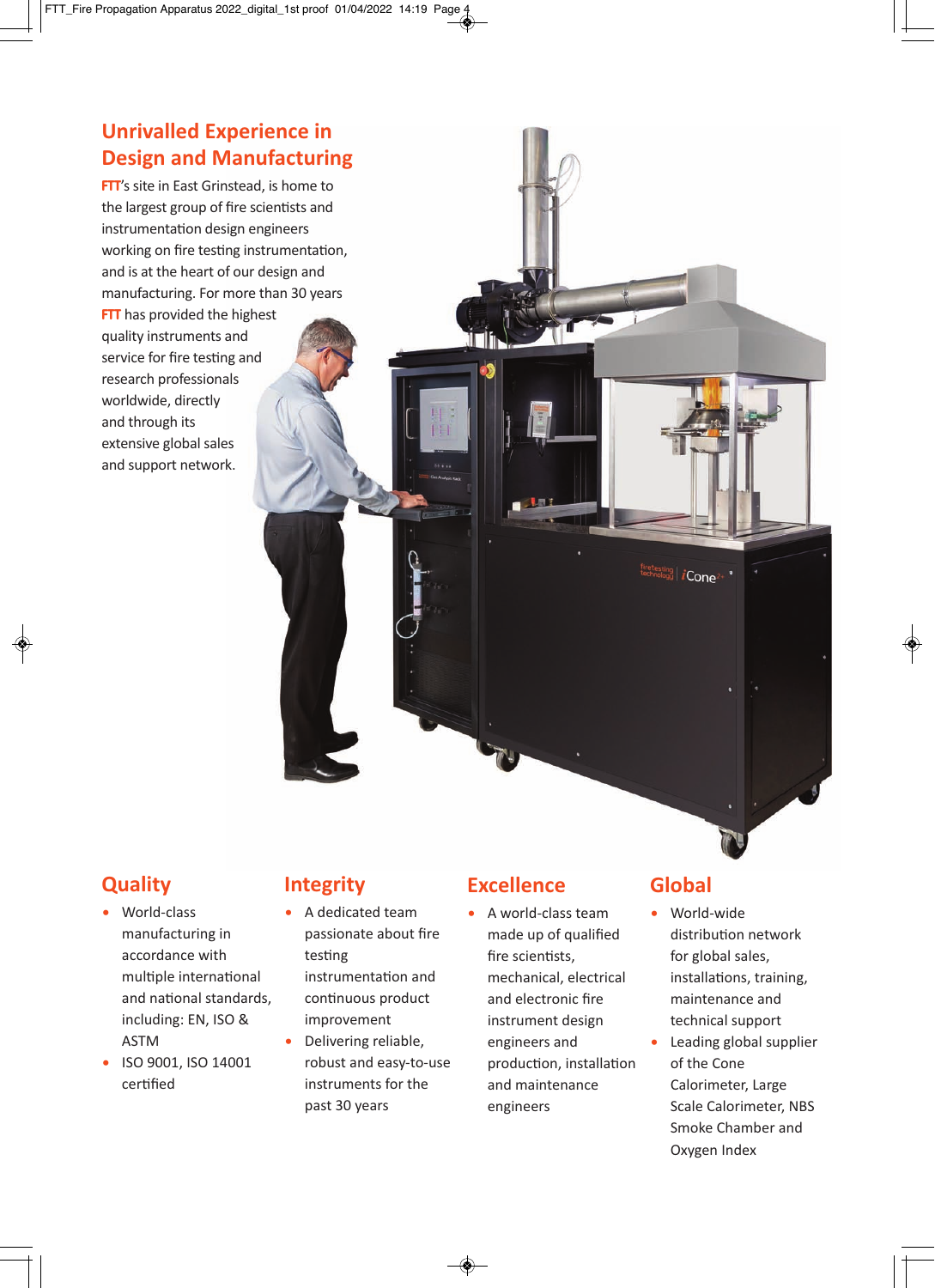## Unrivalled Experience in Design and Manufacturing

FTT's site in East Grinstead, is home to the largest group of fire scientists and instrumentation design engineers working on fire testing instrumentation, and is at the heart of our design and manufacturing. For more than 30 years FTT has provided the highest quality instruments and service for fire testing and research professionals worldwide, directly and through its extensive global sales and support network.

## Quality

- World-class manufacturing in accordance with multiple international and national standards, including: EN, ISO & ASTM
- ISO 9001, ISO 14001 certified

## Integrity

- A dedicated team passionate about fire testing instrumentation and continuous product improvement
- Delivering reliable, robust and easy-to-use instruments for the past 30 years

## Excellence

- A world-class team made up of qualified fire scientists, mechanical, electrical and electronic fire instrument design engineers and production, installation and maintenance engineers

## Global

- World-wide distribution network for global sales, installations, training, maintenance and technical support
- Leading global supplier of the Cone Calorimeter, Large Scale Calorimeter, NBS Smoke Chamber and Oxygen Index